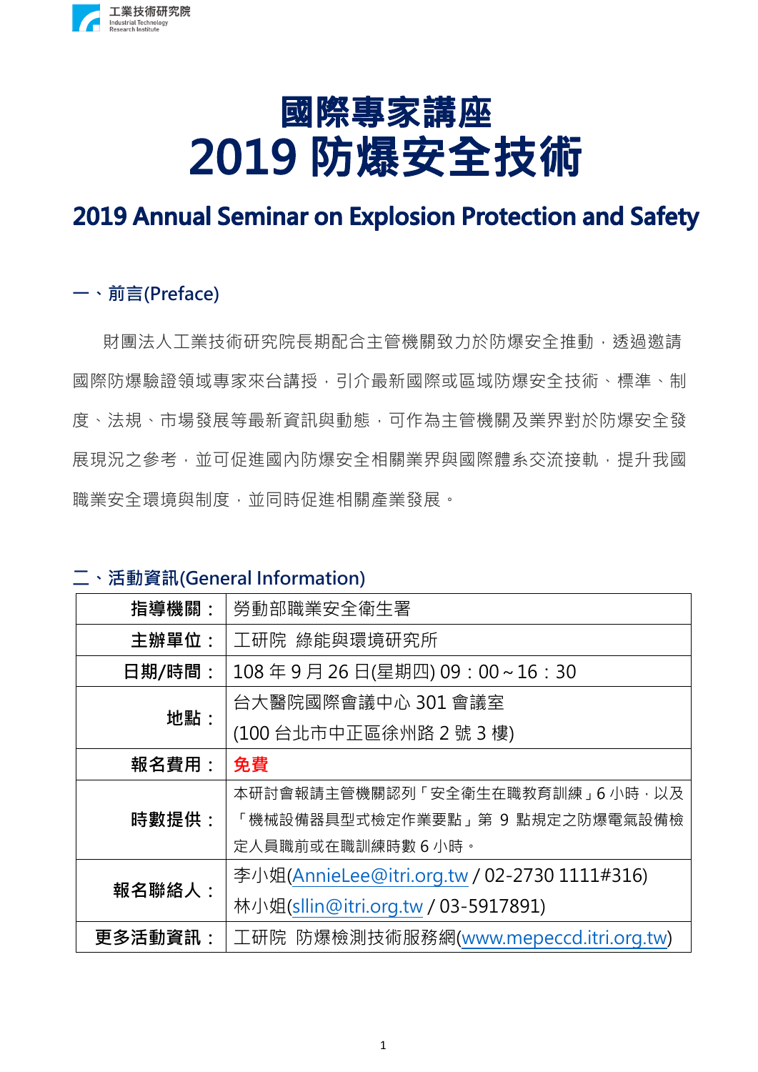# 國際專家講座
# 2019 防爆安全技術

## 2019 Annual Seminar on Explosion Protection and Safety

### 一、前言(Preface)

財團法人工業技術研究院長期配合主管機關致力於防爆安全推動，透過邀請國際防爆驗證領域專家來台講授，引介最新國際或區域防爆安全技術、標準、制度、法規、市場發展等最新資訊與動態，可作為主管機關及業界對於防爆安全發展現況之參考，並可促進國內防爆安全相關業界與國際體系交流接軌，提升我國職業安全環境與制度，並同時促進相關產業發展。

### 二、活動資訊(General Information)

| | |
|---|---|
| **指導機關：** | 勞動部職業安全衛生署 |
| **主辦單位：** | 工研院 綠能與環境研究所 |
| **日期/時間：** | 108 年 9 月 26 日(星期四) 09：00～16：30 |
| **地點：** | 台大醫院國際會議中心 301 會議室<br>(100 台北市中正區徐州路 2 號 3 樓) |
| **報名費用：** | **免費** |
| **時數提供：** | 本研討會報請主管機關認列「安全衛生在職教育訓練」6 小時，以及「機械設備器具型式檢定作業要點」第 9 點規定之防爆電氣設備檢定人員職前或在職訓練時數 6 小時。 |
| **報名聯絡人：** | 李小姐(AnnieLee@itri.org.tw / 02-2730 1111#316)<br>林小姐(sllin@itri.org.tw / 03-5917891) |
| **更多活動資訊：** | 工研院 防爆檢測技術服務網(www.mepeccd.itri.org.tw) |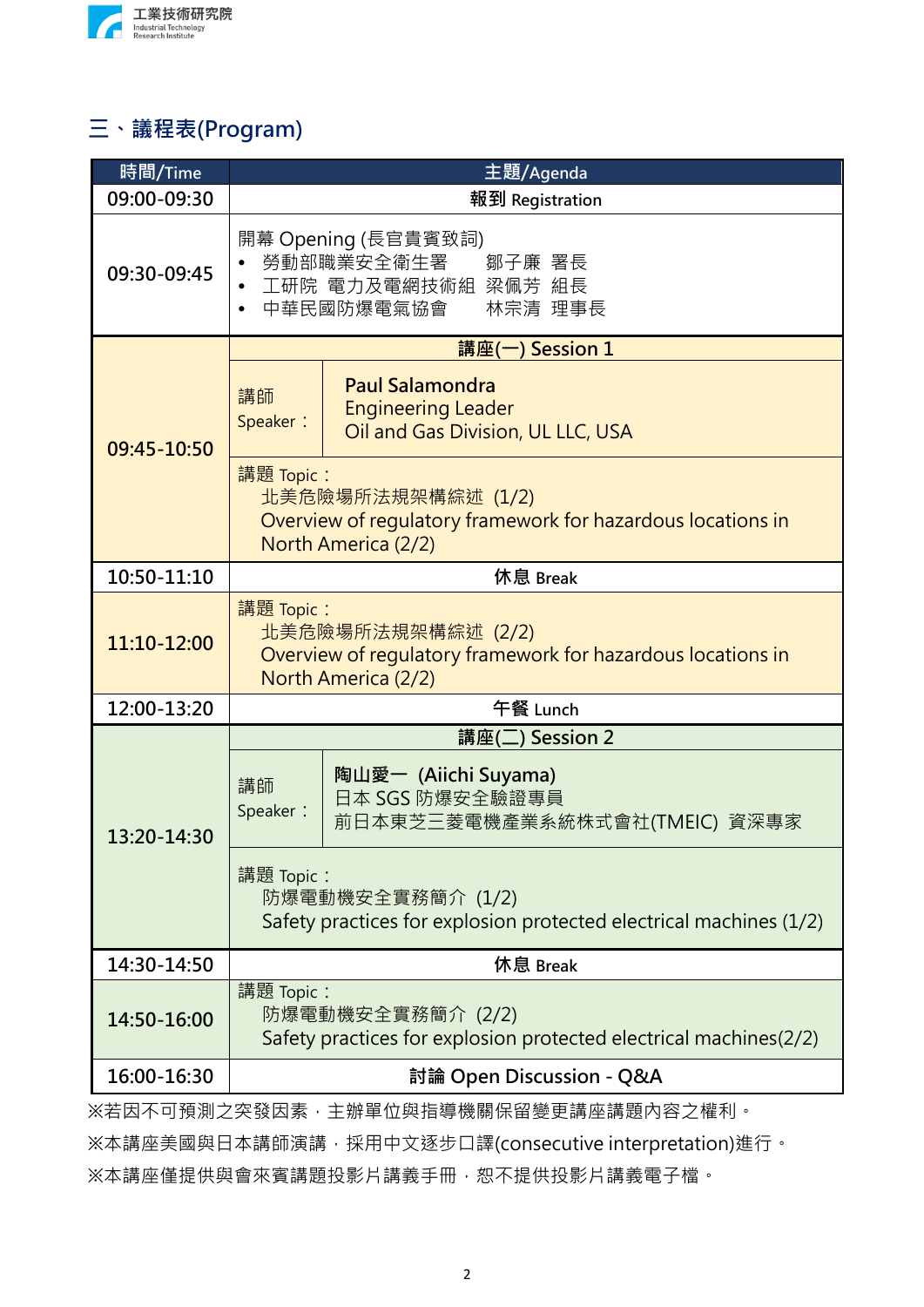## 三、議程表(Program)

| 時間/Time | 主題/Agenda |
|---|---|
| 09:00-09:30 | **報到** Registration |
| 09:30-09:45 | 開幕 Opening (長官貴賓致詞)<br>• 勞動部職業安全衛生署　鄒子廉 署長<br>• 工研院 電力及電網技術組 梁佩芳 組長<br>• 中華民國防爆電氣協會　林宗清 理事長 |
| 09:45-10:50 | **講座(一) Session 1**<br>講師 Speaker：**Paul Salamondra**<br>Engineering Leader<br>Oil and Gas Division, UL LLC, USA<br>講題 Topic：<br>北美危險場所法規架構綜述 (1/2)<br>Overview of regulatory framework for hazardous locations in North America (2/2) |
| 10:50-11:10 | **休息** Break |
| 11:10-12:00 | 講題 Topic：<br>北美危險場所法規架構綜述 (2/2)<br>Overview of regulatory framework for hazardous locations in North America (2/2) |
| 12:00-13:20 | **午餐** Lunch |
| 13:20-14:30 | **講座(二) Session 2**<br>講師 Speaker：**陶山愛一 (Aiichi Suyama)**<br>日本 SGS 防爆安全驗證專員<br>前日本東芝三菱電機產業系統株式會社(TMEIC) 資深專家<br>講題 Topic：<br>防爆電動機安全實務簡介 (1/2)<br>Safety practices for explosion protected electrical machines (1/2) |
| 14:30-14:50 | **休息** Break |
| 14:50-16:00 | 講題 Topic：<br>防爆電動機安全實務簡介 (2/2)<br>Safety practices for explosion protected electrical machines(2/2) |
| 16:00-16:30 | **討論** Open Discussion - Q&A |

※若因不可預測之突發因素，主辦單位與指導機關保留變更講座講題內容之權利。

※本講座美國與日本講師演講，採用中文逐步口譯(consecutive interpretation)進行。

※本講座僅提供與會來賓講題投影片講義手冊，恕不提供投影片講義電子檔。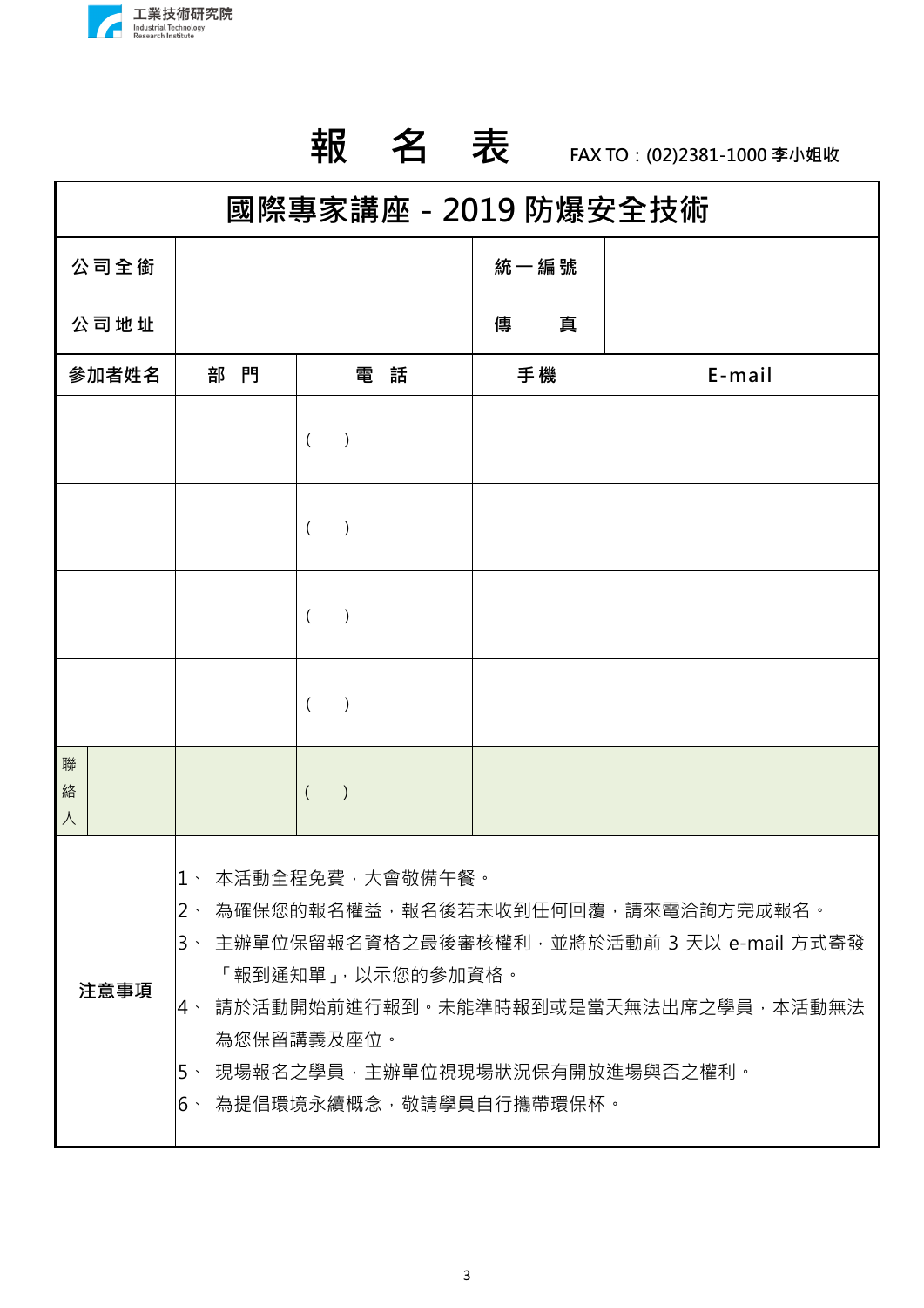# 報　名　表

FAX TO：(02)2381-1000 李小姐收

## 國際專家講座 - 2019 防爆安全技術

| 公司全銜 | | | 統一編號 | |
|---|---|---|---|---|
| 公司地址 | | | 傳　　真 | |
| 參加者姓名 | 部　門 | 電　話 | 手機 | E-mail |
| | | (　　) | | |
| | | (　　) | | |
| | | (　　) | | |
| | | (　　) | | |
| 聯絡人 | | (　　) | | |

**注意事項**

1、 本活動全程免費，大會敬備午餐。
2、 為確保您的報名權益，報名後若未收到任何回覆，請來電洽詢方完成報名。
3、 主辦單位保留報名資格之最後審核權利，並將於活動前 3 天以 e-mail 方式寄發「報到通知單」，以示您的參加資格。
4、 請於活動開始前進行報到。未能準時報到或是當天無法出席之學員，本活動無法為您保留講義及座位。
5、 現場報名之學員，主辦單位視現場狀況保有開放進場與否之權利。
6、 為提倡環境永續概念，敬請學員自行攜帶環保杯。